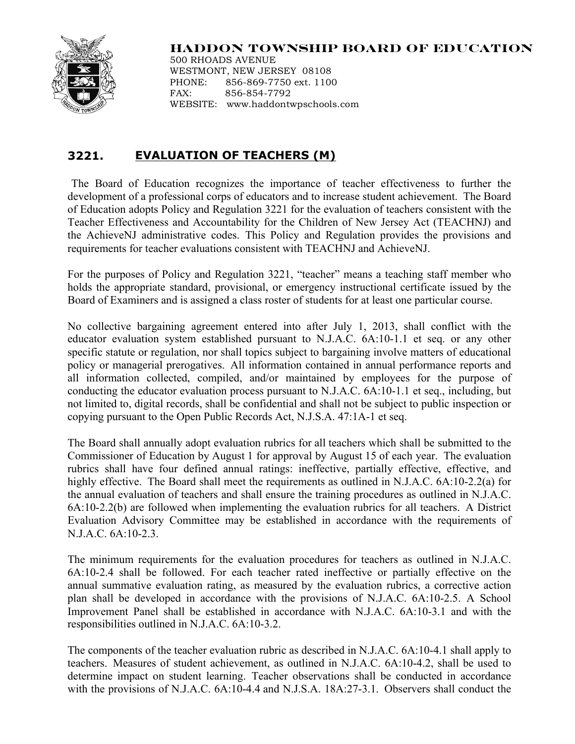**HADDON TOWNSHIP BOARD OF EDUCATION**

500 RHOADS AVENUE
WESTMONT, NEW JERSEY 08108
PHONE: 856-869-7750 ext. 1100
FAX: 856-854-7792
WEBSITE: www.haddontwpschools.com

# 3221. EVALUATION OF TEACHERS (M)

The Board of Education recognizes the importance of teacher effectiveness to further the development of a professional corps of educators and to increase student achievement. The Board of Education adopts Policy and Regulation 3221 for the evaluation of teachers consistent with the Teacher Effectiveness and Accountability for the Children of New Jersey Act (TEACHNJ) and the AchieveNJ administrative codes. This Policy and Regulation provides the provisions and requirements for teacher evaluations consistent with TEACHNJ and AchieveNJ.

For the purposes of Policy and Regulation 3221, "teacher" means a teaching staff member who holds the appropriate standard, provisional, or emergency instructional certificate issued by the Board of Examiners and is assigned a class roster of students for at least one particular course.

No collective bargaining agreement entered into after July 1, 2013, shall conflict with the educator evaluation system established pursuant to N.J.A.C. 6A:10-1.1 et seq. or any other specific statute or regulation, nor shall topics subject to bargaining involve matters of educational policy or managerial prerogatives. All information contained in annual performance reports and all information collected, compiled, and/or maintained by employees for the purpose of conducting the educator evaluation process pursuant to N.J.A.C. 6A:10-1.1 et seq., including, but not limited to, digital records, shall be confidential and shall not be subject to public inspection or copying pursuant to the Open Public Records Act, N.J.S.A. 47:1A-1 et seq.

The Board shall annually adopt evaluation rubrics for all teachers which shall be submitted to the Commissioner of Education by August 1 for approval by August 15 of each year. The evaluation rubrics shall have four defined annual ratings: ineffective, partially effective, effective, and highly effective. The Board shall meet the requirements as outlined in N.J.A.C. 6A:10-2.2(a) for the annual evaluation of teachers and shall ensure the training procedures as outlined in N.J.A.C. 6A:10-2.2(b) are followed when implementing the evaluation rubrics for all teachers. A District Evaluation Advisory Committee may be established in accordance with the requirements of N.J.A.C. 6A:10-2.3.

The minimum requirements for the evaluation procedures for teachers as outlined in N.J.A.C. 6A:10-2.4 shall be followed. For each teacher rated ineffective or partially effective on the annual summative evaluation rating, as measured by the evaluation rubrics, a corrective action plan shall be developed in accordance with the provisions of N.J.A.C. 6A:10-2.5. A School Improvement Panel shall be established in accordance with N.J.A.C. 6A:10-3.1 and with the responsibilities outlined in N.J.A.C. 6A:10-3.2.

The components of the teacher evaluation rubric as described in N.J.A.C. 6A:10-4.1 shall apply to teachers. Measures of student achievement, as outlined in N.J.A.C. 6A:10-4.2, shall be used to determine impact on student learning. Teacher observations shall be conducted in accordance with the provisions of N.J.A.C. 6A:10-4.4 and N.J.S.A. 18A:27-3.1. Observers shall conduct the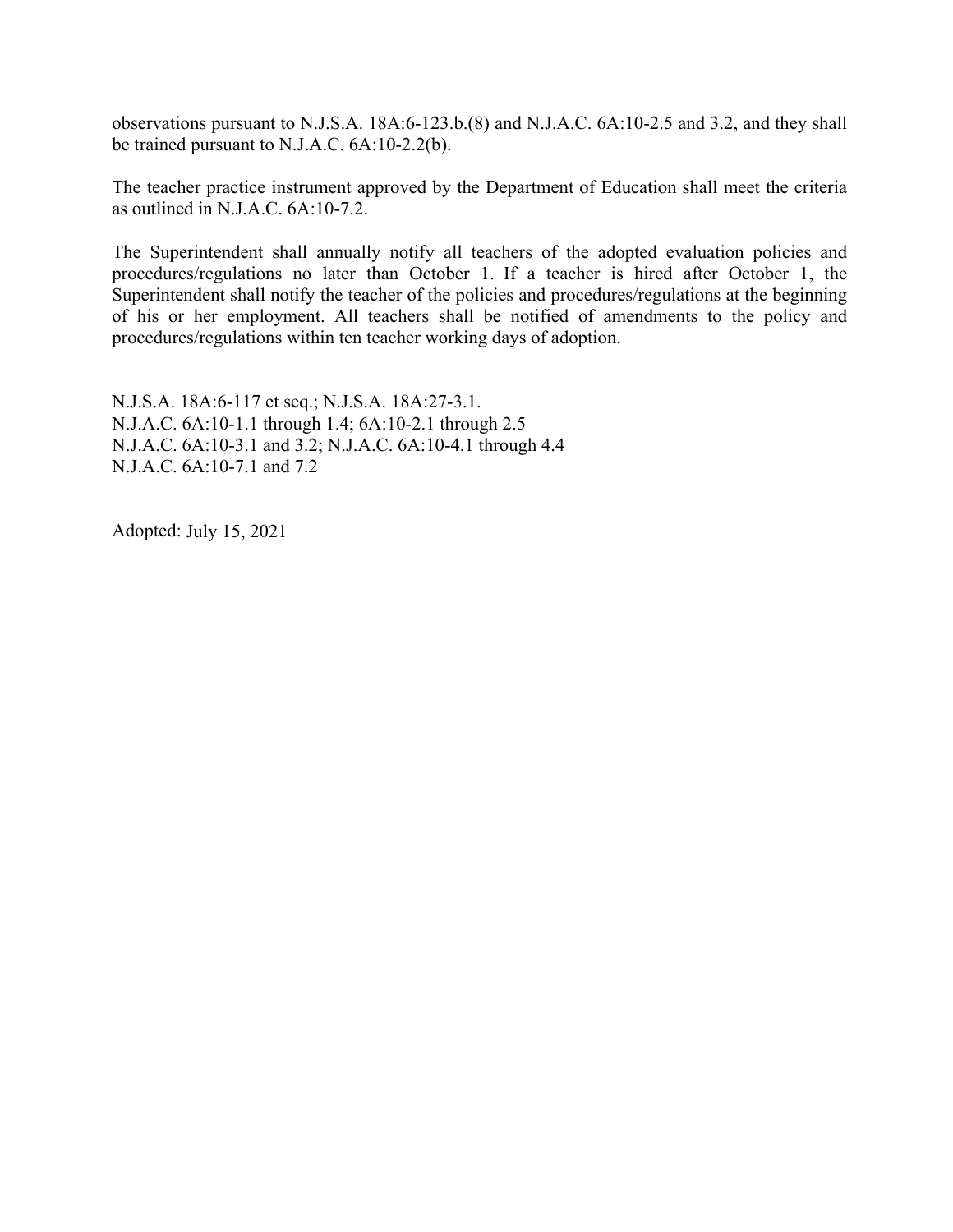observations pursuant to N.J.S.A. 18A:6-123.b.(8) and N.J.A.C. 6A:10-2.5 and 3.2, and they shall be trained pursuant to N.J.A.C. 6A:10-2.2(b).

The teacher practice instrument approved by the Department of Education shall meet the criteria as outlined in N.J.A.C. 6A:10-7.2.

The Superintendent shall annually notify all teachers of the adopted evaluation policies and procedures/regulations no later than October 1. If a teacher is hired after October 1, the Superintendent shall notify the teacher of the policies and procedures/regulations at the beginning of his or her employment. All teachers shall be notified of amendments to the policy and procedures/regulations within ten teacher working days of adoption.

N.J.S.A. 18A:6-117 et seq.; N.J.S.A. 18A:27-3.1.
N.J.A.C. 6A:10-1.1 through 1.4; 6A:10-2.1 through 2.5
N.J.A.C. 6A:10-3.1 and 3.2; N.J.A.C. 6A:10-4.1 through 4.4
N.J.A.C. 6A:10-7.1 and 7.2

Adopted: July 15, 2021